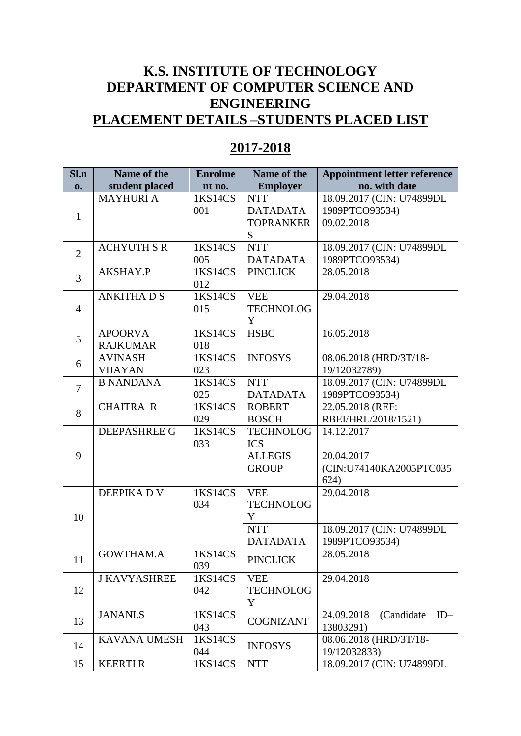# K.S. INSTITUTE OF TECHNOLOGY
# DEPARTMENT OF COMPUTER SCIENCE AND ENGINEERING
## PLACEMENT DETAILS –STUDENTS PLACED LIST

## 2017-2018

| Sl.no. | Name of the student placed | Enrolment no. | Name of the Employer | Appointment letter reference no. with date |
|---|---|---|---|---|
| 1 | MAYHURI A | 1KS14CS001 | NTT DATADATA | 18.09.2017 (CIN: U74899DL 1989PTCO93534) |
| | | | TOPRANKERS | 09.02.2018 |
| 2 | ACHYUTH S R | 1KS14CS005 | NTT DATADATA | 18.09.2017 (CIN: U74899DL 1989PTCO93534) |
| 3 | AKSHAY.P | 1KS14CS012 | PINCLICK | 28.05.2018 |
| 4 | ANKITHA D S | 1KS14CS015 | VEE TECHNOLOGY | 29.04.2018 |
| 5 | APOORVA RAJKUMAR | 1KS14CS018 | HSBC | 16.05.2018 |
| 6 | AVINASH VIJAYAN | 1KS14CS023 | INFOSYS | 08.06.2018 (HRD/3T/18-19/12032789) |
| 7 | B NANDANA | 1KS14CS025 | NTT DATADATA | 18.09.2017 (CIN: U74899DL 1989PTCO93534) |
| 8 | CHAITRA R | 1KS14CS029 | ROBERT BOSCH | 22.05.2018 (REF: RBEI/HRL/2018/1521) |
| 9 | DEEPASHREE G | 1KS14CS033 | TECHNOLOGICS | 14.12.2017 |
| | | | ALLEGIS GROUP | 20.04.2017 (CIN:U74140KA2005PTC035624) |
| 10 | DEEPIKA D V | 1KS14CS034 | VEE TECHNOLOGY | 29.04.2018 |
| | | | NTT DATADATA | 18.09.2017 (CIN: U74899DL 1989PTCO93534) |
| 11 | GOWTHAM.A | 1KS14CS039 | PINCLICK | 28.05.2018 |
| 12 | J KAVYASHREE | 1KS14CS042 | VEE TECHNOLOGY | 29.04.2018 |
| 13 | JANANI.S | 1KS14CS043 | COGNIZANT | 24.09.2018 (Candidate ID– 13803291) |
| 14 | KAVANA UMESH | 1KS14CS044 | INFOSYS | 08.06.2018 (HRD/3T/18-19/12032833) |
| 15 | KEERTI R | 1KS14CS | NTT | 18.09.2017 (CIN: U74899DL |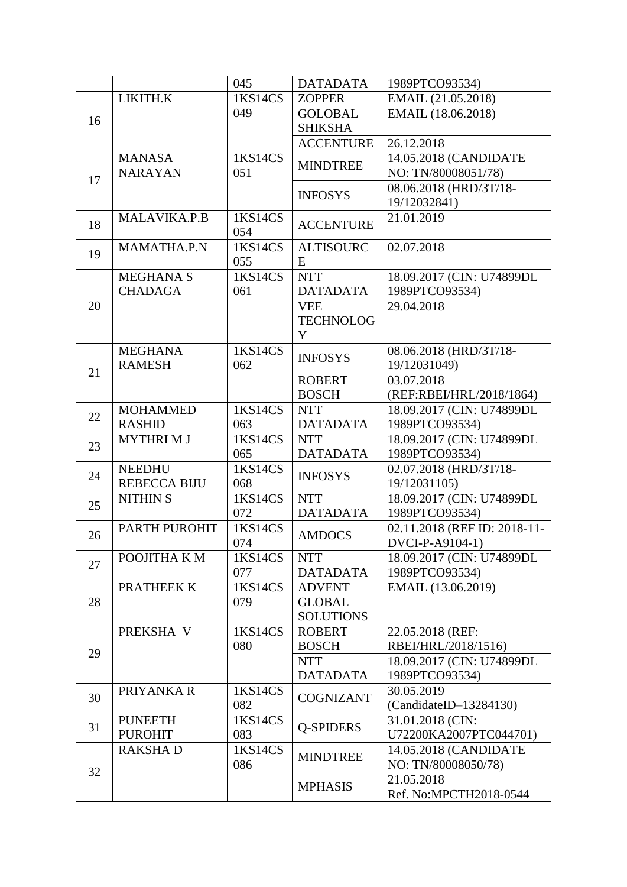| | | | | |
|---|---|---|---|---|
| | | 045 | DATADATA | 1989PTCO93534) |
| 16 | LIKITH.K | 1KS14CS 049 | ZOPPER | EMAIL (21.05.2018) |
| | | | GOLOBAL SHIKSHA | EMAIL (18.06.2018) |
| | | | ACCENTURE | 26.12.2018 |
| 17 | MANASA NARAYAN | 1KS14CS 051 | MINDTREE | 14.05.2018 (CANDIDATE NO: TN/80008051/78) |
| | | | INFOSYS | 08.06.2018 (HRD/3T/18-19/12032841) |
| 18 | MALAVIKA.P.B | 1KS14CS 054 | ACCENTURE | 21.01.2019 |
| 19 | MAMATHA.P.N | 1KS14CS 055 | ALTISOURCE | 02.07.2018 |
| 20 | MEGHANA S CHADAGA | 1KS14CS 061 | NTT DATADATA | 18.09.2017 (CIN: U74899DL 1989PTCO93534) |
| | | | VEE TECHNOLOGY | 29.04.2018 |
| 21 | MEGHANA RAMESH | 1KS14CS 062 | INFOSYS | 08.06.2018 (HRD/3T/18-19/12031049) |
| | | | ROBERT BOSCH | 03.07.2018 (REF:RBEI/HRL/2018/1864) |
| 22 | MOHAMMED RASHID | 1KS14CS 063 | NTT DATADATA | 18.09.2017 (CIN: U74899DL 1989PTCO93534) |
| 23 | MYTHRI M J | 1KS14CS 065 | NTT DATADATA | 18.09.2017 (CIN: U74899DL 1989PTCO93534) |
| 24 | NEEDHU REBECCA BIJU | 1KS14CS 068 | INFOSYS | 02.07.2018 (HRD/3T/18-19/12031105) |
| 25 | NITHIN S | 1KS14CS 072 | NTT DATADATA | 18.09.2017 (CIN: U74899DL 1989PTCO93534) |
| 26 | PARTH PUROHIT | 1KS14CS 074 | AMDOCS | 02.11.2018 (REF ID: 2018-11-DVCI-P-A9104-1) |
| 27 | POOJITHA K M | 1KS14CS 077 | NTT DATADATA | 18.09.2017 (CIN: U74899DL 1989PTCO93534) |
| 28 | PRATHEEK K | 1KS14CS 079 | ADVENT GLOBAL SOLUTIONS | EMAIL (13.06.2019) |
| 29 | PREKSHA V | 1KS14CS 080 | ROBERT BOSCH | 22.05.2018 (REF: RBEI/HRL/2018/1516) |
| | | | NTT DATADATA | 18.09.2017 (CIN: U74899DL 1989PTCO93534) |
| 30 | PRIYANKA R | 1KS14CS 082 | COGNIZANT | 30.05.2019 (CandidateID–13284130) |
| 31 | PUNEETH PUROHIT | 1KS14CS 083 | Q-SPIDERS | 31.01.2018 (CIN: U72200KA2007PTC044701) |
| 32 | RAKSHA D | 1KS14CS 086 | MINDTREE | 14.05.2018 (CANDIDATE NO: TN/80008050/78) |
| | | | MPHASIS | 21.05.2018 Ref. No:MPCTH2018-0544 |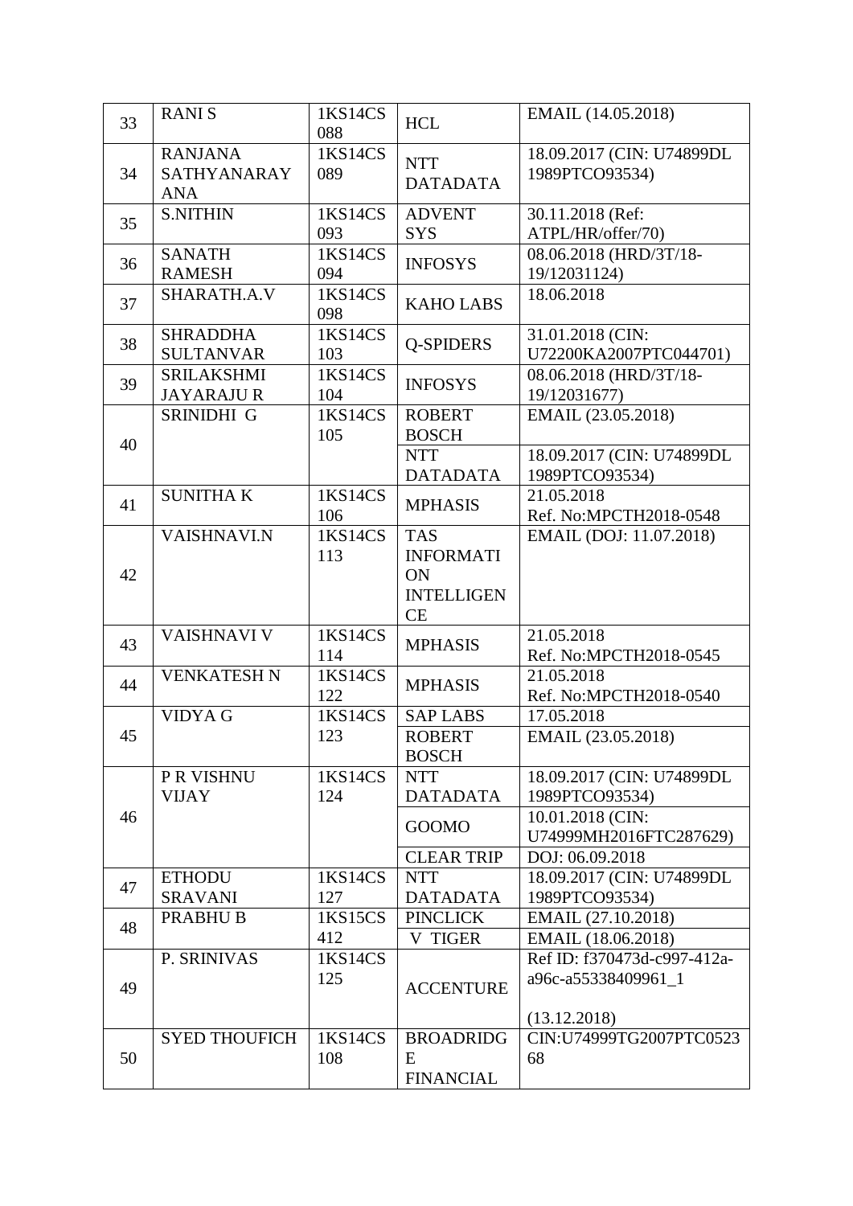| 33 | RANI S | 1KS14CS088 | HCL | EMAIL (14.05.2018) |
|---|---|---|---|---|
| 34 | RANJANA SATHYANARAYANA | 1KS14CS089 | NTT DATADATA | 18.09.2017 (CIN: U74899DL1989PTCO93534) |
| 35 | S.NITHIN | 1KS14CS093 | ADVENT SYS | 30.11.2018 (Ref: ATPL/HR/offer/70) |
| 36 | SANATH RAMESH | 1KS14CS094 | INFOSYS | 08.06.2018 (HRD/3T/18-19/12031124) |
| 37 | SHARATH.A.V | 1KS14CS098 | KAHO LABS | 18.06.2018 |
| 38 | SHRADDHA SULTANVAR | 1KS14CS103 | Q-SPIDERS | 31.01.2018 (CIN: U72200KA2007PTC044701) |
| 39 | SRILAKSHMI JAYARAJU R | 1KS14CS104 | INFOSYS | 08.06.2018 (HRD/3T/18-19/12031677) |
| 40 | SRINIDHI G | 1KS14CS105 | ROBERT BOSCH | EMAIL (23.05.2018) |
| | | | NTT DATADATA | 18.09.2017 (CIN: U74899DL1989PTCO93534) |
| 41 | SUNITHA K | 1KS14CS106 | MPHASIS | 21.05.2018 Ref. No:MPCTH2018-0548 |
| 42 | VAISHNAVI.N | 1KS14CS113 | TAS INFORMATION INTELLIGENCE | EMAIL (DOJ: 11.07.2018) |
| 43 | VAISHNAVI V | 1KS14CS114 | MPHASIS | 21.05.2018 Ref. No:MPCTH2018-0545 |
| 44 | VENKATESH N | 1KS14CS122 | MPHASIS | 21.05.2018 Ref. No:MPCTH2018-0540 |
| 45 | VIDYA G | 1KS14CS123 | SAP LABS | 17.05.2018 |
| | | | ROBERT BOSCH | EMAIL (23.05.2018) |
| 46 | P R VISHNU VIJAY | 1KS14CS124 | NTT DATADATA | 18.09.2017 (CIN: U74899DL1989PTCO93534) |
| | | | GOOMO | 10.01.2018 (CIN: U74999MH2016FTC287629) |
| | | | CLEAR TRIP | DOJ: 06.09.2018 |
| 47 | ETHODU SRAVANI | 1KS14CS127 | NTT DATADATA | 18.09.2017 (CIN: U74899DL1989PTCO93534) |
| 48 | PRABHU B | 1KS15CS412 | PINCLICK | EMAIL (27.10.2018) |
| | | | V TIGER | EMAIL (18.06.2018) |
| 49 | P. SRINIVAS | 1KS14CS125 | ACCENTURE | Ref ID: f370473d-c997-412a-a96c-a55338409961_1 (13.12.2018) |
| 50 | SYED THOUFICH | 1KS14CS108 | BROADRIDGE FINANCIAL | CIN:U74999TG2007PTC052368 |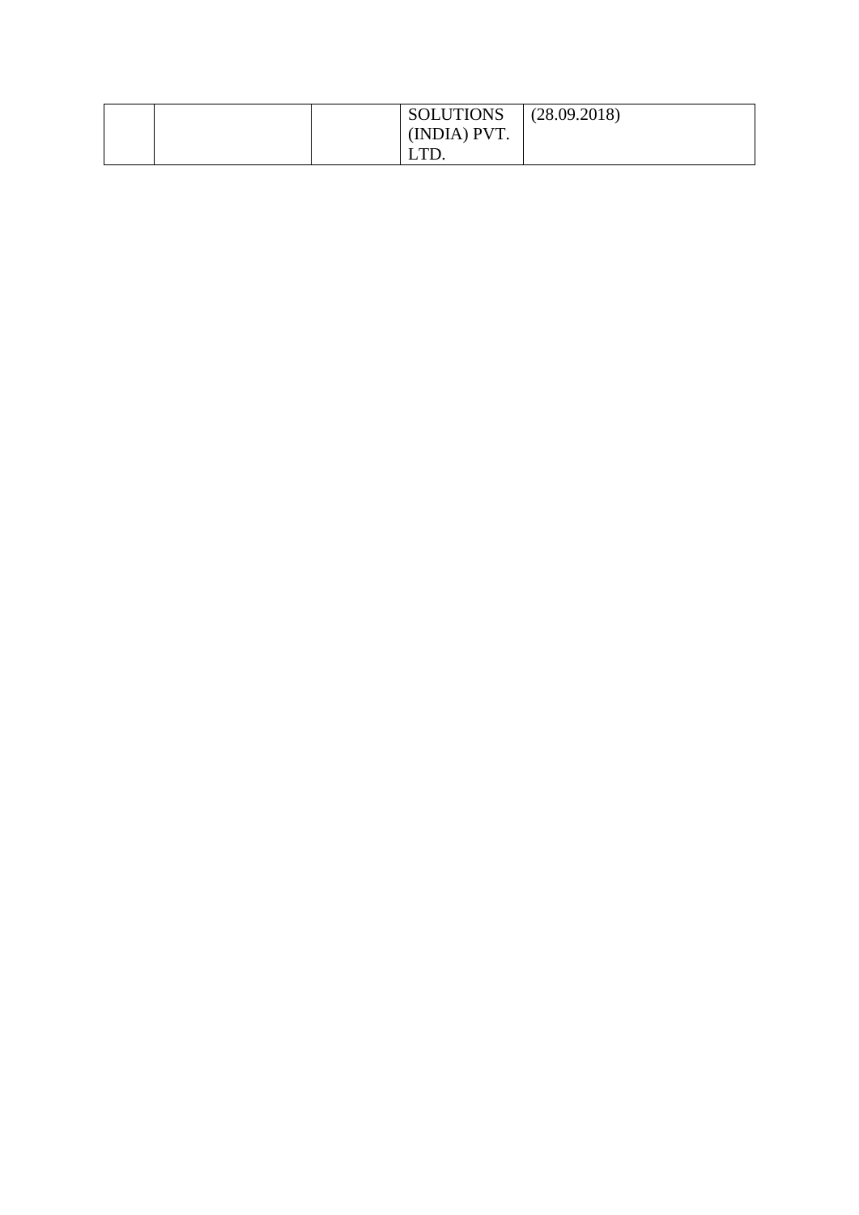| | | | | |
|---|---|---|---|---|
| | | | SOLUTIONS (INDIA) PVT. LTD. | (28.09.2018) |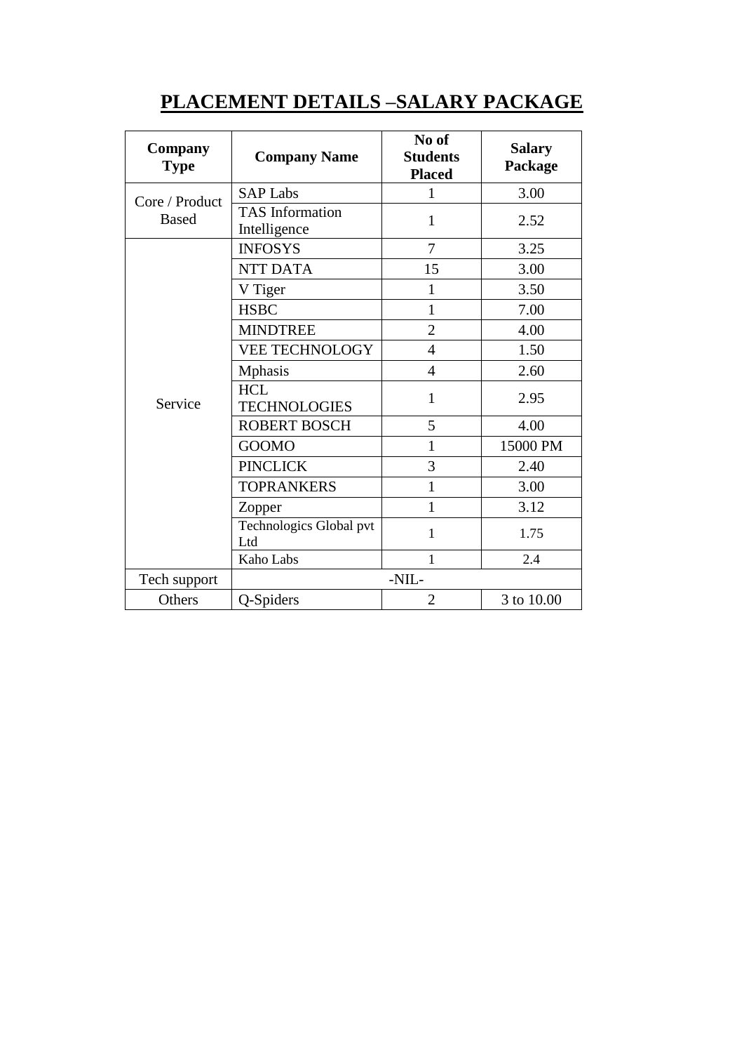# PLACEMENT DETAILS –SALARY PACKAGE

| Company Type | Company Name | No of Students Placed | Salary Package |
|---|---|---|---|
| Core / Product Based | SAP Labs | 1 | 3.00 |
| | TAS Information Intelligence | 1 | 2.52 |
| Service | INFOSYS | 7 | 3.25 |
| | NTT DATA | 15 | 3.00 |
| | V Tiger | 1 | 3.50 |
| | HSBC | 1 | 7.00 |
| | MINDTREE | 2 | 4.00 |
| | VEE TECHNOLOGY | 4 | 1.50 |
| | Mphasis | 4 | 2.60 |
| | HCL TECHNOLOGIES | 1 | 2.95 |
| | ROBERT BOSCH | 5 | 4.00 |
| | GOOMO | 1 | 15000 PM |
| | PINCLICK | 3 | 2.40 |
| | TOPRANKERS | 1 | 3.00 |
| | Zopper | 1 | 3.12 |
| | Technologics Global pvt Ltd | 1 | 1.75 |
| | Kaho Labs | 1 | 2.4 |
| Tech support | -NIL- | | |
| Others | Q-Spiders | 2 | 3 to 10.00 |